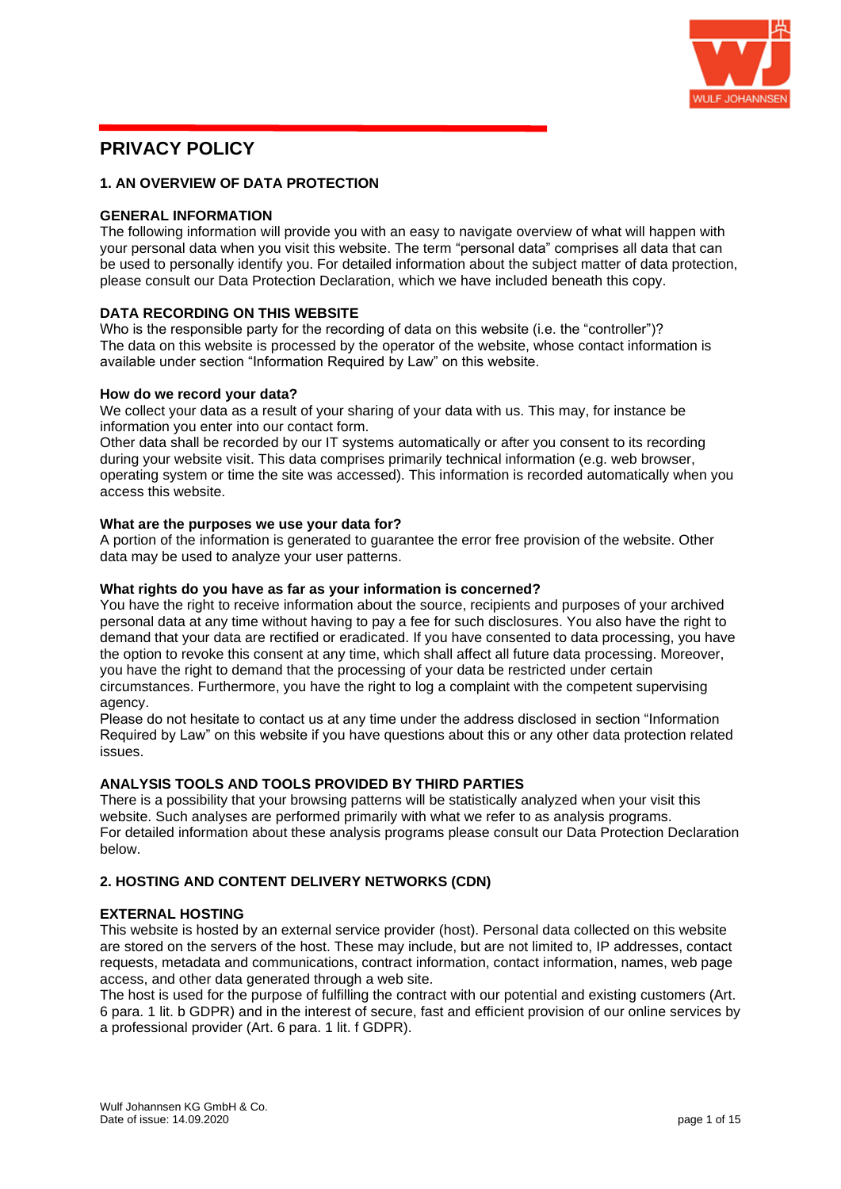# PRIVACY POLICY

## 1. AN OVERVIEW OF DATA PROTECTION

### GENERAL INFORMATION

The following information will provide you with an easy to navigate overview of what will happen with your personal data when you visit this website. The term "personal data" comprises all data that can be used to personally identify you. For detailed information about the subject matter of data protection, please consult our Data Protection Declaration, which we have included beneath this copy.

### DATA RECORDING ON THIS WEBSITE

Who is the responsible party for the recording of data on this website (i.e. the "controller")?
The data on this website is processed by the operator of the website, whose contact information is available under section "Information Required by Law" on this website.

**How do we record your data?**

We collect your data as a result of your sharing of your data with us. This may, for instance be information you enter into our contact form.
Other data shall be recorded by our IT systems automatically or after you consent to its recording during your website visit. This data comprises primarily technical information (e.g. web browser, operating system or time the site was accessed). This information is recorded automatically when you access this website.

**What are the purposes we use your data for?**

A portion of the information is generated to guarantee the error free provision of the website. Other data may be used to analyze your user patterns.

**What rights do you have as far as your information is concerned?**

You have the right to receive information about the source, recipients and purposes of your archived personal data at any time without having to pay a fee for such disclosures. You also have the right to demand that your data are rectified or eradicated. If you have consented to data processing, you have the option to revoke this consent at any time, which shall affect all future data processing. Moreover, you have the right to demand that the processing of your data be restricted under certain circumstances. Furthermore, you have the right to log a complaint with the competent supervising agency.
Please do not hesitate to contact us at any time under the address disclosed in section "Information Required by Law" on this website if you have questions about this or any other data protection related issues.

### ANALYSIS TOOLS AND TOOLS PROVIDED BY THIRD PARTIES

There is a possibility that your browsing patterns will be statistically analyzed when your visit this website. Such analyses are performed primarily with what we refer to as analysis programs.
For detailed information about these analysis programs please consult our Data Protection Declaration below.

## 2. HOSTING AND CONTENT DELIVERY NETWORKS (CDN)

### EXTERNAL HOSTING

This website is hosted by an external service provider (host). Personal data collected on this website are stored on the servers of the host. These may include, but are not limited to, IP addresses, contact requests, metadata and communications, contract information, contact information, names, web page access, and other data generated through a web site.
The host is used for the purpose of fulfilling the contract with our potential and existing customers (Art. 6 para. 1 lit. b GDPR) and in the interest of secure, fast and efficient provision of our online services by a professional provider (Art. 6 para. 1 lit. f GDPR).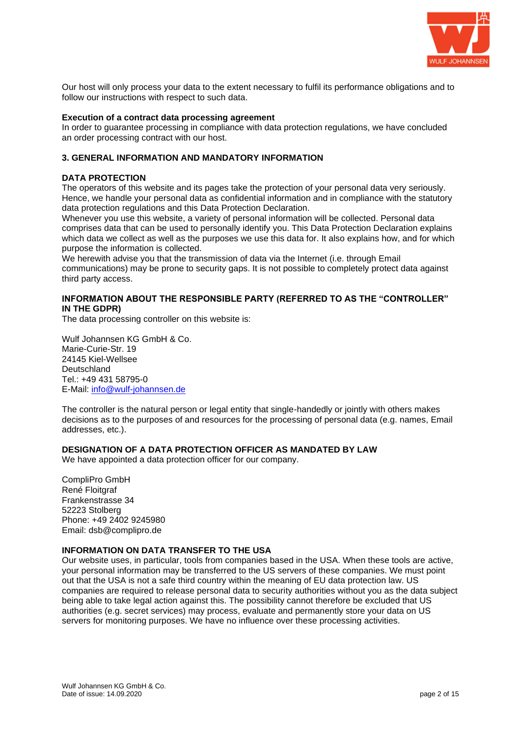Our host will only process your data to the extent necessary to fulfil its performance obligations and to follow our instructions with respect to such data.

**Execution of a contract data processing agreement**
In order to guarantee processing in compliance with data protection regulations, we have concluded an order processing contract with our host.

## 3. GENERAL INFORMATION AND MANDATORY INFORMATION

### DATA PROTECTION

The operators of this website and its pages take the protection of your personal data very seriously. Hence, we handle your personal data as confidential information and in compliance with the statutory data protection regulations and this Data Protection Declaration.
Whenever you use this website, a variety of personal information will be collected. Personal data comprises data that can be used to personally identify you. This Data Protection Declaration explains which data we collect as well as the purposes we use this data for. It also explains how, and for which purpose the information is collected.
We herewith advise you that the transmission of data via the Internet (i.e. through Email communications) may be prone to security gaps. It is not possible to completely protect data against third party access.

### INFORMATION ABOUT THE RESPONSIBLE PARTY (REFERRED TO AS THE "CONTROLLER" IN THE GDPR)

The data processing controller on this website is:

Wulf Johannsen KG GmbH & Co.
Marie-Curie-Str. 19
24145 Kiel-Wellsee
Deutschland
Tel.: +49 431 58795-0
E-Mail: info@wulf-johannsen.de

The controller is the natural person or legal entity that single-handedly or jointly with others makes decisions as to the purposes of and resources for the processing of personal data (e.g. names, Email addresses, etc.).

### DESIGNATION OF A DATA PROTECTION OFFICER AS MANDATED BY LAW

We have appointed a data protection officer for our company.

CompliPro GmbH
René Floitgraf
Frankenstrasse 34
52223 Stolberg
Phone: +49 2402 9245980
Email: dsb@complipro.de

### INFORMATION ON DATA TRANSFER TO THE USA

Our website uses, in particular, tools from companies based in the USA. When these tools are active, your personal information may be transferred to the US servers of these companies. We must point out that the USA is not a safe third country within the meaning of EU data protection law. US companies are required to release personal data to security authorities without you as the data subject being able to take legal action against this. The possibility cannot therefore be excluded that US authorities (e.g. secret services) may process, evaluate and permanently store your data on US servers for monitoring purposes. We have no influence over these processing activities.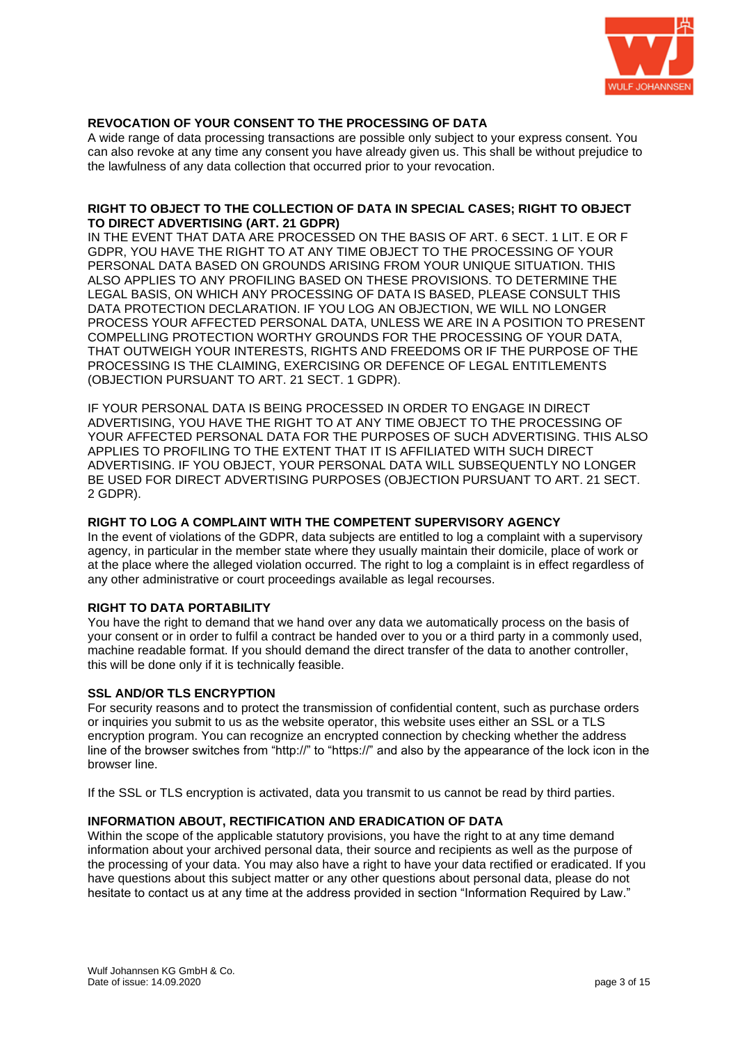### REVOCATION OF YOUR CONSENT TO THE PROCESSING OF DATA

A wide range of data processing transactions are possible only subject to your express consent. You can also revoke at any time any consent you have already given us. This shall be without prejudice to the lawfulness of any data collection that occurred prior to your revocation.

### RIGHT TO OBJECT TO THE COLLECTION OF DATA IN SPECIAL CASES; RIGHT TO OBJECT TO DIRECT ADVERTISING (ART. 21 GDPR)

IN THE EVENT THAT DATA ARE PROCESSED ON THE BASIS OF ART. 6 SECT. 1 LIT. E OR F GDPR, YOU HAVE THE RIGHT TO AT ANY TIME OBJECT TO THE PROCESSING OF YOUR PERSONAL DATA BASED ON GROUNDS ARISING FROM YOUR UNIQUE SITUATION. THIS ALSO APPLIES TO ANY PROFILING BASED ON THESE PROVISIONS. TO DETERMINE THE LEGAL BASIS, ON WHICH ANY PROCESSING OF DATA IS BASED, PLEASE CONSULT THIS DATA PROTECTION DECLARATION. IF YOU LOG AN OBJECTION, WE WILL NO LONGER PROCESS YOUR AFFECTED PERSONAL DATA, UNLESS WE ARE IN A POSITION TO PRESENT COMPELLING PROTECTION WORTHY GROUNDS FOR THE PROCESSING OF YOUR DATA, THAT OUTWEIGH YOUR INTERESTS, RIGHTS AND FREEDOMS OR IF THE PURPOSE OF THE PROCESSING IS THE CLAIMING, EXERCISING OR DEFENCE OF LEGAL ENTITLEMENTS (OBJECTION PURSUANT TO ART. 21 SECT. 1 GDPR).

IF YOUR PERSONAL DATA IS BEING PROCESSED IN ORDER TO ENGAGE IN DIRECT ADVERTISING, YOU HAVE THE RIGHT TO AT ANY TIME OBJECT TO THE PROCESSING OF YOUR AFFECTED PERSONAL DATA FOR THE PURPOSES OF SUCH ADVERTISING. THIS ALSO APPLIES TO PROFILING TO THE EXTENT THAT IT IS AFFILIATED WITH SUCH DIRECT ADVERTISING. IF YOU OBJECT, YOUR PERSONAL DATA WILL SUBSEQUENTLY NO LONGER BE USED FOR DIRECT ADVERTISING PURPOSES (OBJECTION PURSUANT TO ART. 21 SECT. 2 GDPR).

### RIGHT TO LOG A COMPLAINT WITH THE COMPETENT SUPERVISORY AGENCY

In the event of violations of the GDPR, data subjects are entitled to log a complaint with a supervisory agency, in particular in the member state where they usually maintain their domicile, place of work or at the place where the alleged violation occurred. The right to log a complaint is in effect regardless of any other administrative or court proceedings available as legal recourses.

### RIGHT TO DATA PORTABILITY

You have the right to demand that we hand over any data we automatically process on the basis of your consent or in order to fulfil a contract be handed over to you or a third party in a commonly used, machine readable format. If you should demand the direct transfer of the data to another controller, this will be done only if it is technically feasible.

### SSL AND/OR TLS ENCRYPTION

For security reasons and to protect the transmission of confidential content, such as purchase orders or inquiries you submit to us as the website operator, this website uses either an SSL or a TLS encryption program. You can recognize an encrypted connection by checking whether the address line of the browser switches from "http://" to "https://" and also by the appearance of the lock icon in the browser line.

If the SSL or TLS encryption is activated, data you transmit to us cannot be read by third parties.

### INFORMATION ABOUT, RECTIFICATION AND ERADICATION OF DATA

Within the scope of the applicable statutory provisions, you have the right to at any time demand information about your archived personal data, their source and recipients as well as the purpose of the processing of your data. You may also have a right to have your data rectified or eradicated. If you have questions about this subject matter or any other questions about personal data, please do not hesitate to contact us at any time at the address provided in section "Information Required by Law."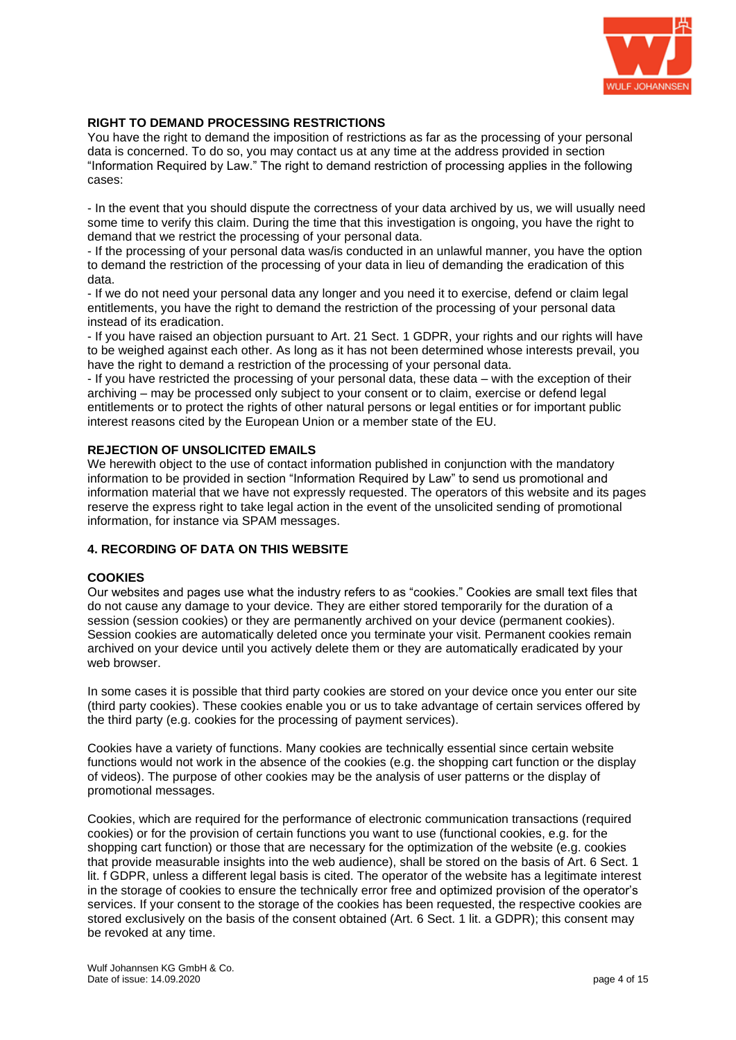## RIGHT TO DEMAND PROCESSING RESTRICTIONS

You have the right to demand the imposition of restrictions as far as the processing of your personal data is concerned. To do so, you may contact us at any time at the address provided in section "Information Required by Law." The right to demand restriction of processing applies in the following cases:

- In the event that you should dispute the correctness of your data archived by us, we will usually need some time to verify this claim. During the time that this investigation is ongoing, you have the right to demand that we restrict the processing of your personal data.
- If the processing of your personal data was/is conducted in an unlawful manner, you have the option to demand the restriction of the processing of your data in lieu of demanding the eradication of this data.
- If we do not need your personal data any longer and you need it to exercise, defend or claim legal entitlements, you have the right to demand the restriction of the processing of your personal data instead of its eradication.
- If you have raised an objection pursuant to Art. 21 Sect. 1 GDPR, your rights and our rights will have to be weighed against each other. As long as it has not been determined whose interests prevail, you have the right to demand a restriction of the processing of your personal data.
- If you have restricted the processing of your personal data, these data – with the exception of their archiving – may be processed only subject to your consent or to claim, exercise or defend legal entitlements or to protect the rights of other natural persons or legal entities or for important public interest reasons cited by the European Union or a member state of the EU.

## REJECTION OF UNSOLICITED EMAILS

We herewith object to the use of contact information published in conjunction with the mandatory information to be provided in section "Information Required by Law" to send us promotional and information material that we have not expressly requested. The operators of this website and its pages reserve the express right to take legal action in the event of the unsolicited sending of promotional information, for instance via SPAM messages.

# 4. RECORDING OF DATA ON THIS WEBSITE

## COOKIES

Our websites and pages use what the industry refers to as "cookies." Cookies are small text files that do not cause any damage to your device. They are either stored temporarily for the duration of a session (session cookies) or they are permanently archived on your device (permanent cookies). Session cookies are automatically deleted once you terminate your visit. Permanent cookies remain archived on your device until you actively delete them or they are automatically eradicated by your web browser.

In some cases it is possible that third party cookies are stored on your device once you enter our site (third party cookies). These cookies enable you or us to take advantage of certain services offered by the third party (e.g. cookies for the processing of payment services).

Cookies have a variety of functions. Many cookies are technically essential since certain website functions would not work in the absence of the cookies (e.g. the shopping cart function or the display of videos). The purpose of other cookies may be the analysis of user patterns or the display of promotional messages.

Cookies, which are required for the performance of electronic communication transactions (required cookies) or for the provision of certain functions you want to use (functional cookies, e.g. for the shopping cart function) or those that are necessary for the optimization of the website (e.g. cookies that provide measurable insights into the web audience), shall be stored on the basis of Art. 6 Sect. 1 lit. f GDPR, unless a different legal basis is cited. The operator of the website has a legitimate interest in the storage of cookies to ensure the technically error free and optimized provision of the operator's services. If your consent to the storage of the cookies has been requested, the respective cookies are stored exclusively on the basis of the consent obtained (Art. 6 Sect. 1 lit. a GDPR); this consent may be revoked at any time.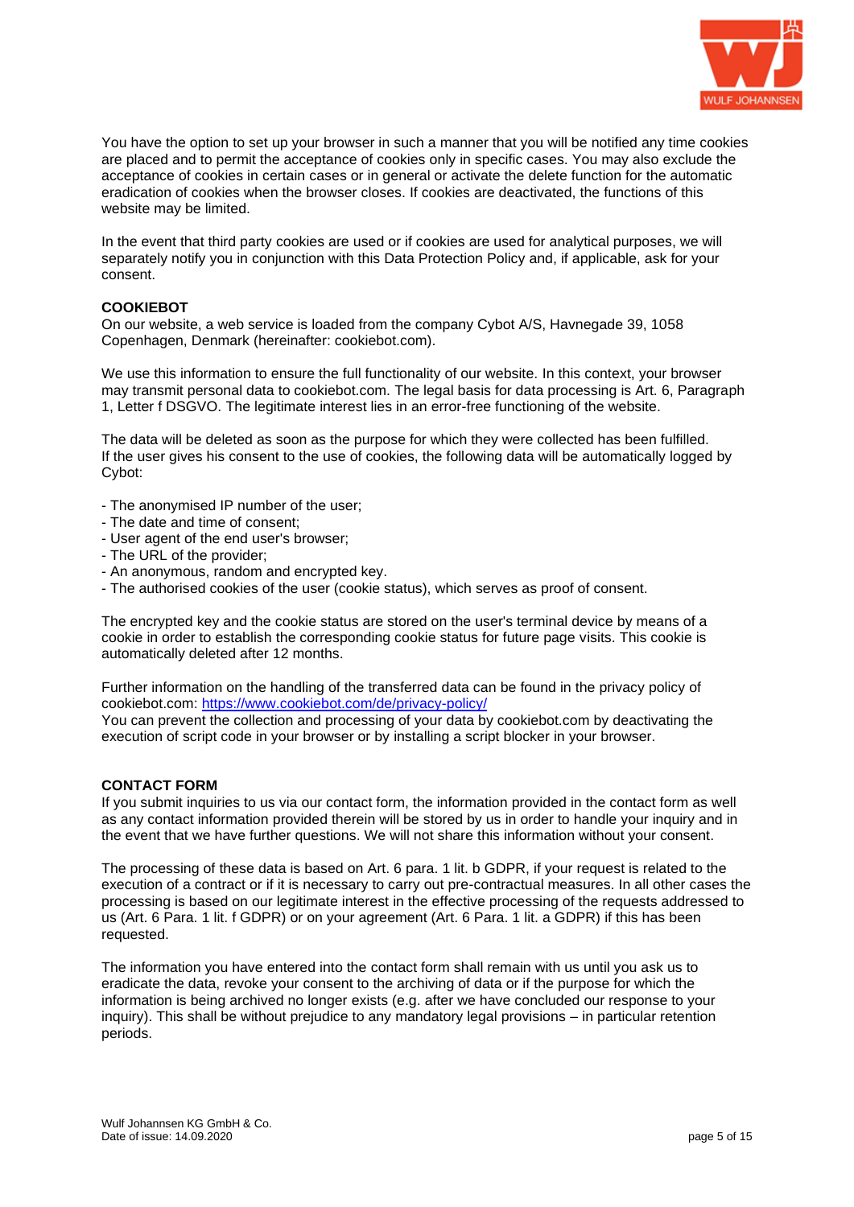You have the option to set up your browser in such a manner that you will be notified any time cookies are placed and to permit the acceptance of cookies only in specific cases. You may also exclude the acceptance of cookies in certain cases or in general or activate the delete function for the automatic eradication of cookies when the browser closes. If cookies are deactivated, the functions of this website may be limited.

In the event that third party cookies are used or if cookies are used for analytical purposes, we will separately notify you in conjunction with this Data Protection Policy and, if applicable, ask for your consent.

**COOKIEBOT**

On our website, a web service is loaded from the company Cybot A/S, Havnegade 39, 1058 Copenhagen, Denmark (hereinafter: cookiebot.com).

We use this information to ensure the full functionality of our website. In this context, your browser may transmit personal data to cookiebot.com. The legal basis for data processing is Art. 6, Paragraph 1, Letter f DSGVO. The legitimate interest lies in an error-free functioning of the website.

The data will be deleted as soon as the purpose for which they were collected has been fulfilled. If the user gives his consent to the use of cookies, the following data will be automatically logged by Cybot:

- The anonymised IP number of the user;
- The date and time of consent;
- User agent of the end user's browser;
- The URL of the provider;
- An anonymous, random and encrypted key.
- The authorised cookies of the user (cookie status), which serves as proof of consent.

The encrypted key and the cookie status are stored on the user's terminal device by means of a cookie in order to establish the corresponding cookie status for future page visits. This cookie is automatically deleted after 12 months.

Further information on the handling of the transferred data can be found in the privacy policy of cookiebot.com: https://www.cookiebot.com/de/privacy-policy/
You can prevent the collection and processing of your data by cookiebot.com by deactivating the execution of script code in your browser or by installing a script blocker in your browser.

**CONTACT FORM**

If you submit inquiries to us via our contact form, the information provided in the contact form as well as any contact information provided therein will be stored by us in order to handle your inquiry and in the event that we have further questions. We will not share this information without your consent.

The processing of these data is based on Art. 6 para. 1 lit. b GDPR, if your request is related to the execution of a contract or if it is necessary to carry out pre-contractual measures. In all other cases the processing is based on our legitimate interest in the effective processing of the requests addressed to us (Art. 6 Para. 1 lit. f GDPR) or on your agreement (Art. 6 Para. 1 lit. a GDPR) if this has been requested.

The information you have entered into the contact form shall remain with us until you ask us to eradicate the data, revoke your consent to the archiving of data or if the purpose for which the information is being archived no longer exists (e.g. after we have concluded our response to your inquiry). This shall be without prejudice to any mandatory legal provisions – in particular retention periods.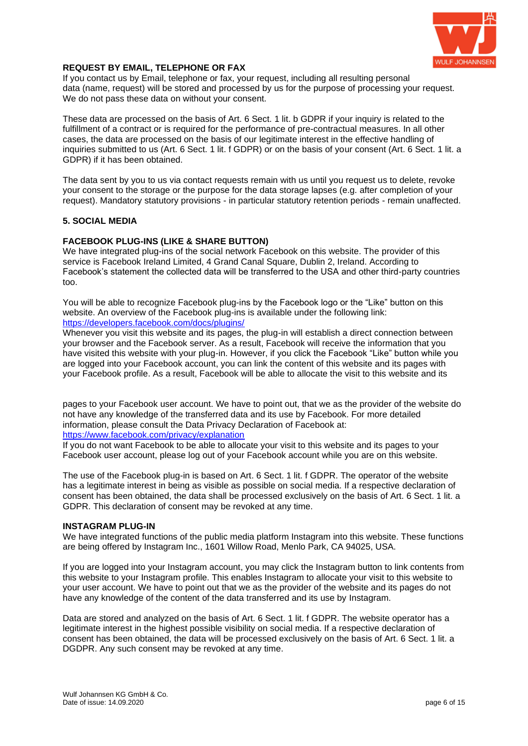### REQUEST BY EMAIL, TELEPHONE OR FAX

If you contact us by Email, telephone or fax, your request, including all resulting personal data (name, request) will be stored and processed by us for the purpose of processing your request. We do not pass these data on without your consent.

These data are processed on the basis of Art. 6 Sect. 1 lit. b GDPR if your inquiry is related to the fulfillment of a contract or is required for the performance of pre-contractual measures. In all other cases, the data are processed on the basis of our legitimate interest in the effective handling of inquiries submitted to us (Art. 6 Sect. 1 lit. f GDPR) or on the basis of your consent (Art. 6 Sect. 1 lit. a GDPR) if it has been obtained.

The data sent by you to us via contact requests remain with us until you request us to delete, revoke your consent to the storage or the purpose for the data storage lapses (e.g. after completion of your request). Mandatory statutory provisions - in particular statutory retention periods - remain unaffected.

## 5. SOCIAL MEDIA

### FACEBOOK PLUG-INS (LIKE & SHARE BUTTON)

We have integrated plug-ins of the social network Facebook on this website. The provider of this service is Facebook Ireland Limited, 4 Grand Canal Square, Dublin 2, Ireland. According to Facebook's statement the collected data will be transferred to the USA and other third-party countries too.

You will be able to recognize Facebook plug-ins by the Facebook logo or the "Like" button on this website. An overview of the Facebook plug-ins is available under the following link: https://developers.facebook.com/docs/plugins/
Whenever you visit this website and its pages, the plug-in will establish a direct connection between your browser and the Facebook server. As a result, Facebook will receive the information that you have visited this website with your plug-in. However, if you click the Facebook "Like" button while you are logged into your Facebook account, you can link the content of this website and its pages with your Facebook profile. As a result, Facebook will be able to allocate the visit to this website and its pages to your Facebook user account. We have to point out, that we as the provider of the website do not have any knowledge of the transferred data and its use by Facebook. For more detailed information, please consult the Data Privacy Declaration of Facebook at: https://www.facebook.com/privacy/explanation
If you do not want Facebook to be able to allocate your visit to this website and its pages to your Facebook user account, please log out of your Facebook account while you are on this website.

The use of the Facebook plug-in is based on Art. 6 Sect. 1 lit. f GDPR. The operator of the website has a legitimate interest in being as visible as possible on social media. If a respective declaration of consent has been obtained, the data shall be processed exclusively on the basis of Art. 6 Sect. 1 lit. a GDPR. This declaration of consent may be revoked at any time.

### INSTAGRAM PLUG-IN

We have integrated functions of the public media platform Instagram into this website. These functions are being offered by Instagram Inc., 1601 Willow Road, Menlo Park, CA 94025, USA.

If you are logged into your Instagram account, you may click the Instagram button to link contents from this website to your Instagram profile. This enables Instagram to allocate your visit to this website to your user account. We have to point out that we as the provider of the website and its pages do not have any knowledge of the content of the data transferred and its use by Instagram.

Data are stored and analyzed on the basis of Art. 6 Sect. 1 lit. f GDPR. The website operator has a legitimate interest in the highest possible visibility on social media. If a respective declaration of consent has been obtained, the data will be processed exclusively on the basis of Art. 6 Sect. 1 lit. a DGDPR. Any such consent may be revoked at any time.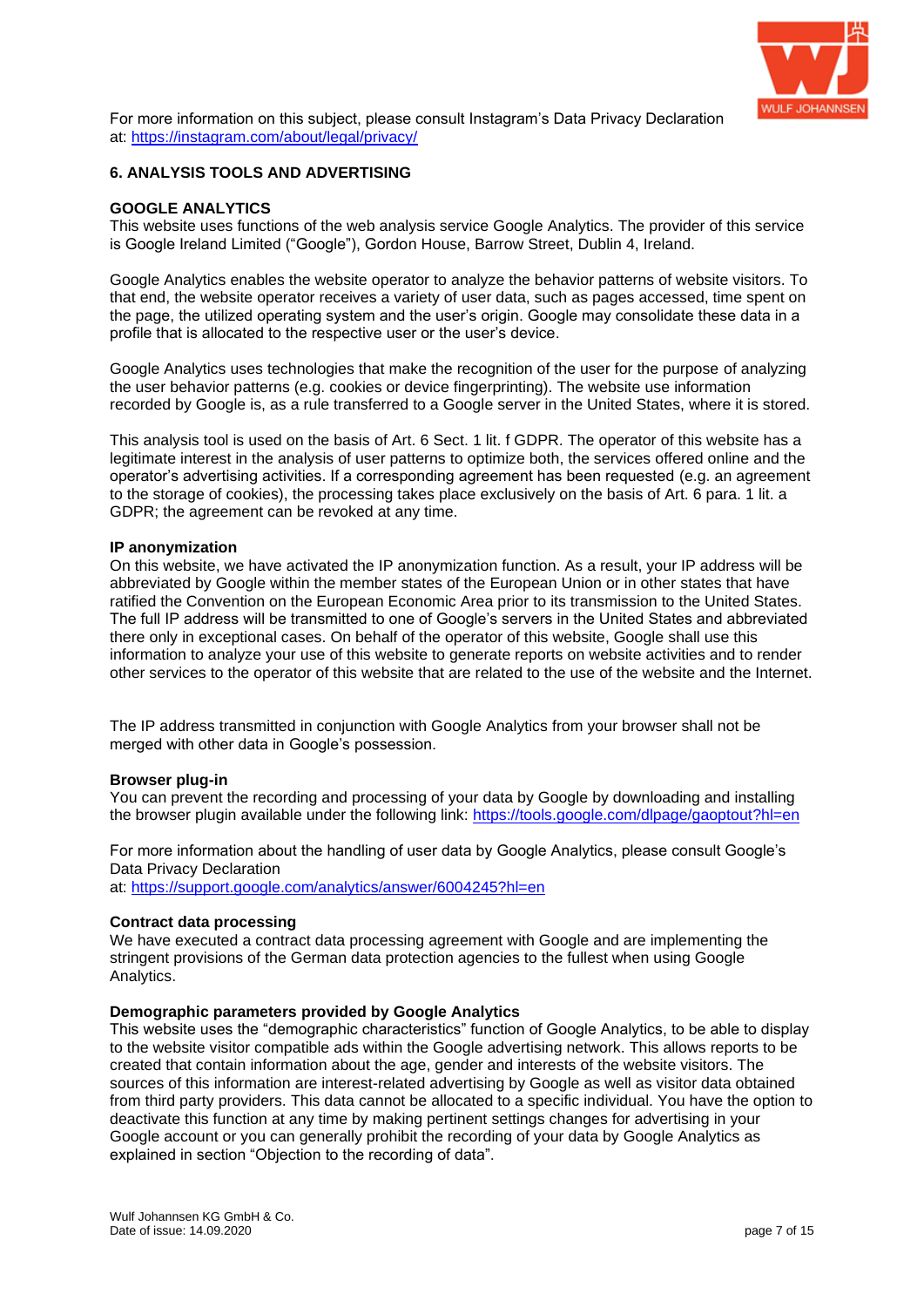For more information on this subject, please consult Instagram's Data Privacy Declaration at: https://instagram.com/about/legal/privacy/

## 6. ANALYSIS TOOLS AND ADVERTISING

### GOOGLE ANALYTICS

This website uses functions of the web analysis service Google Analytics. The provider of this service is Google Ireland Limited ("Google"), Gordon House, Barrow Street, Dublin 4, Ireland.

Google Analytics enables the website operator to analyze the behavior patterns of website visitors. To that end, the website operator receives a variety of user data, such as pages accessed, time spent on the page, the utilized operating system and the user's origin. Google may consolidate these data in a profile that is allocated to the respective user or the user's device.

Google Analytics uses technologies that make the recognition of the user for the purpose of analyzing the user behavior patterns (e.g. cookies or device fingerprinting). The website use information recorded by Google is, as a rule transferred to a Google server in the United States, where it is stored.

This analysis tool is used on the basis of Art. 6 Sect. 1 lit. f GDPR. The operator of this website has a legitimate interest in the analysis of user patterns to optimize both, the services offered online and the operator's advertising activities. If a corresponding agreement has been requested (e.g. an agreement to the storage of cookies), the processing takes place exclusively on the basis of Art. 6 para. 1 lit. a GDPR; the agreement can be revoked at any time.

**IP anonymization**

On this website, we have activated the IP anonymization function. As a result, your IP address will be abbreviated by Google within the member states of the European Union or in other states that have ratified the Convention on the European Economic Area prior to its transmission to the United States. The full IP address will be transmitted to one of Google's servers in the United States and abbreviated there only in exceptional cases. On behalf of the operator of this website, Google shall use this information to analyze your use of this website to generate reports on website activities and to render other services to the operator of this website that are related to the use of the website and the Internet.

The IP address transmitted in conjunction with Google Analytics from your browser shall not be merged with other data in Google's possession.

**Browser plug-in**

You can prevent the recording and processing of your data by Google by downloading and installing the browser plugin available under the following link: https://tools.google.com/dlpage/gaoptout?hl=en

For more information about the handling of user data by Google Analytics, please consult Google's Data Privacy Declaration at: https://support.google.com/analytics/answer/6004245?hl=en

**Contract data processing**

We have executed a contract data processing agreement with Google and are implementing the stringent provisions of the German data protection agencies to the fullest when using Google Analytics.

**Demographic parameters provided by Google Analytics**

This website uses the "demographic characteristics" function of Google Analytics, to be able to display to the website visitor compatible ads within the Google advertising network. This allows reports to be created that contain information about the age, gender and interests of the website visitors. The sources of this information are interest-related advertising by Google as well as visitor data obtained from third party providers. This data cannot be allocated to a specific individual. You have the option to deactivate this function at any time by making pertinent settings changes for advertising in your Google account or you can generally prohibit the recording of your data by Google Analytics as explained in section "Objection to the recording of data".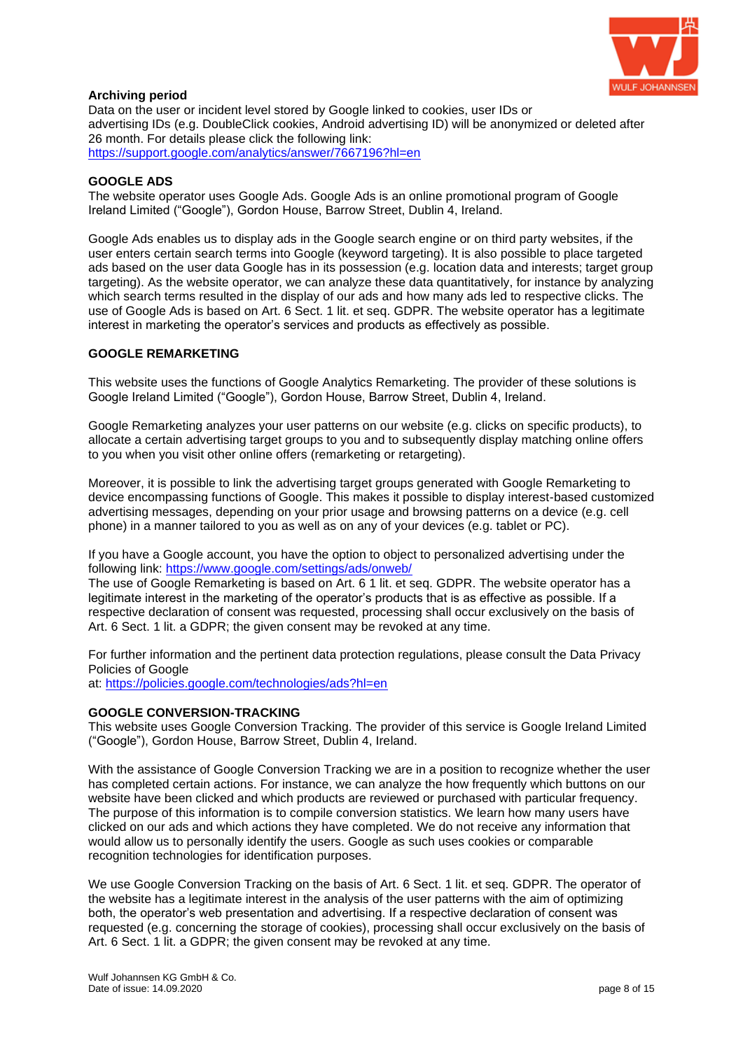**Archiving period**

Data on the user or incident level stored by Google linked to cookies, user IDs or advertising IDs (e.g. DoubleClick cookies, Android advertising ID) will be anonymized or deleted after 26 month. For details please click the following link: https://support.google.com/analytics/answer/7667196?hl=en

## GOOGLE ADS

The website operator uses Google Ads. Google Ads is an online promotional program of Google Ireland Limited ("Google"), Gordon House, Barrow Street, Dublin 4, Ireland.

Google Ads enables us to display ads in the Google search engine or on third party websites, if the user enters certain search terms into Google (keyword targeting). It is also possible to place targeted ads based on the user data Google has in its possession (e.g. location data and interests; target group targeting). As the website operator, we can analyze these data quantitatively, for instance by analyzing which search terms resulted in the display of our ads and how many ads led to respective clicks. The use of Google Ads is based on Art. 6 Sect. 1 lit. et seq. GDPR. The website operator has a legitimate interest in marketing the operator's services and products as effectively as possible.

## GOOGLE REMARKETING

This website uses the functions of Google Analytics Remarketing. The provider of these solutions is Google Ireland Limited ("Google"), Gordon House, Barrow Street, Dublin 4, Ireland.

Google Remarketing analyzes your user patterns on our website (e.g. clicks on specific products), to allocate a certain advertising target groups to you and to subsequently display matching online offers to you when you visit other online offers (remarketing or retargeting).

Moreover, it is possible to link the advertising target groups generated with Google Remarketing to device encompassing functions of Google. This makes it possible to display interest-based customized advertising messages, depending on your prior usage and browsing patterns on a device (e.g. cell phone) in a manner tailored to you as well as on any of your devices (e.g. tablet or PC).

If you have a Google account, you have the option to object to personalized advertising under the following link: https://www.google.com/settings/ads/onweb/
The use of Google Remarketing is based on Art. 6 1 lit. et seq. GDPR. The website operator has a legitimate interest in the marketing of the operator's products that is as effective as possible. If a respective declaration of consent was requested, processing shall occur exclusively on the basis of Art. 6 Sect. 1 lit. a GDPR; the given consent may be revoked at any time.

For further information and the pertinent data protection regulations, please consult the Data Privacy Policies of Google
at: https://policies.google.com/technologies/ads?hl=en

## GOOGLE CONVERSION-TRACKING

This website uses Google Conversion Tracking. The provider of this service is Google Ireland Limited ("Google"), Gordon House, Barrow Street, Dublin 4, Ireland.

With the assistance of Google Conversion Tracking we are in a position to recognize whether the user has completed certain actions. For instance, we can analyze the how frequently which buttons on our website have been clicked and which products are reviewed or purchased with particular frequency. The purpose of this information is to compile conversion statistics. We learn how many users have clicked on our ads and which actions they have completed. We do not receive any information that would allow us to personally identify the users. Google as such uses cookies or comparable recognition technologies for identification purposes.

We use Google Conversion Tracking on the basis of Art. 6 Sect. 1 lit. et seq. GDPR. The operator of the website has a legitimate interest in the analysis of the user patterns with the aim of optimizing both, the operator's web presentation and advertising. If a respective declaration of consent was requested (e.g. concerning the storage of cookies), processing shall occur exclusively on the basis of Art. 6 Sect. 1 lit. a GDPR; the given consent may be revoked at any time.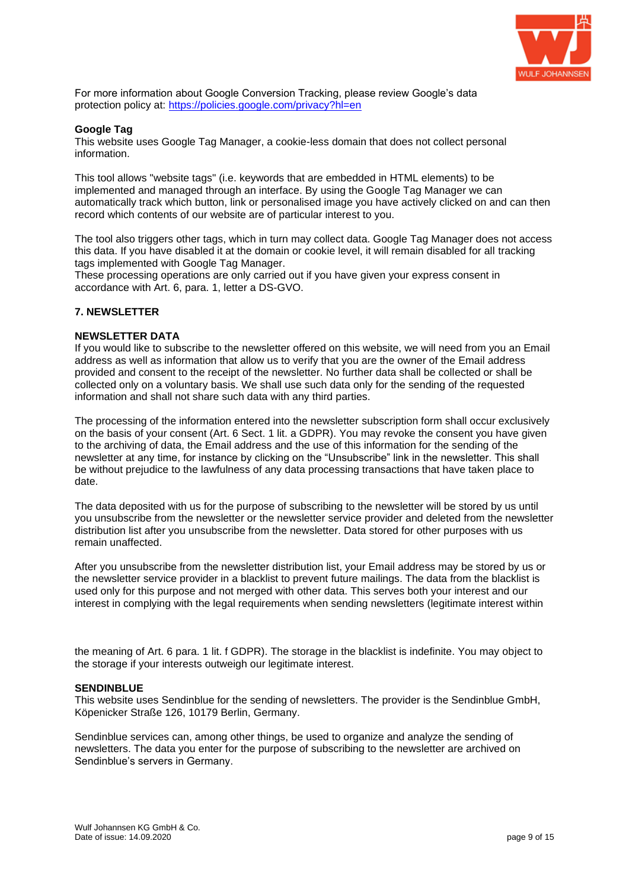For more information about Google Conversion Tracking, please review Google's data protection policy at: https://policies.google.com/privacy?hl=en

**Google Tag**
This website uses Google Tag Manager, a cookie-less domain that does not collect personal information.

This tool allows "website tags" (i.e. keywords that are embedded in HTML elements) to be implemented and managed through an interface. By using the Google Tag Manager we can automatically track which button, link or personalised image you have actively clicked on and can then record which contents of our website are of particular interest to you.

The tool also triggers other tags, which in turn may collect data. Google Tag Manager does not access this data. If you have disabled it at the domain or cookie level, it will remain disabled for all tracking tags implemented with Google Tag Manager.
These processing operations are only carried out if you have given your express consent in accordance with Art. 6, para. 1, letter a DS-GVO.

## 7. NEWSLETTER

### NEWSLETTER DATA

If you would like to subscribe to the newsletter offered on this website, we will need from you an Email address as well as information that allow us to verify that you are the owner of the Email address provided and consent to the receipt of the newsletter. No further data shall be collected or shall be collected only on a voluntary basis. We shall use such data only for the sending of the requested information and shall not share such data with any third parties.

The processing of the information entered into the newsletter subscription form shall occur exclusively on the basis of your consent (Art. 6 Sect. 1 lit. a GDPR). You may revoke the consent you have given to the archiving of data, the Email address and the use of this information for the sending of the newsletter at any time, for instance by clicking on the "Unsubscribe" link in the newsletter. This shall be without prejudice to the lawfulness of any data processing transactions that have taken place to date.

The data deposited with us for the purpose of subscribing to the newsletter will be stored by us until you unsubscribe from the newsletter or the newsletter service provider and deleted from the newsletter distribution list after you unsubscribe from the newsletter. Data stored for other purposes with us remain unaffected.

After you unsubscribe from the newsletter distribution list, your Email address may be stored by us or the newsletter service provider in a blacklist to prevent future mailings. The data from the blacklist is used only for this purpose and not merged with other data. This serves both your interest and our interest in complying with the legal requirements when sending newsletters (legitimate interest within the meaning of Art. 6 para. 1 lit. f GDPR). The storage in the blacklist is indefinite. You may object to the storage if your interests outweigh our legitimate interest.

### SENDINBLUE

This website uses Sendinblue for the sending of newsletters. The provider is the Sendinblue GmbH, Köpenicker Straße 126, 10179 Berlin, Germany.

Sendinblue services can, among other things, be used to organize and analyze the sending of newsletters. The data you enter for the purpose of subscribing to the newsletter are archived on Sendinblue's servers in Germany.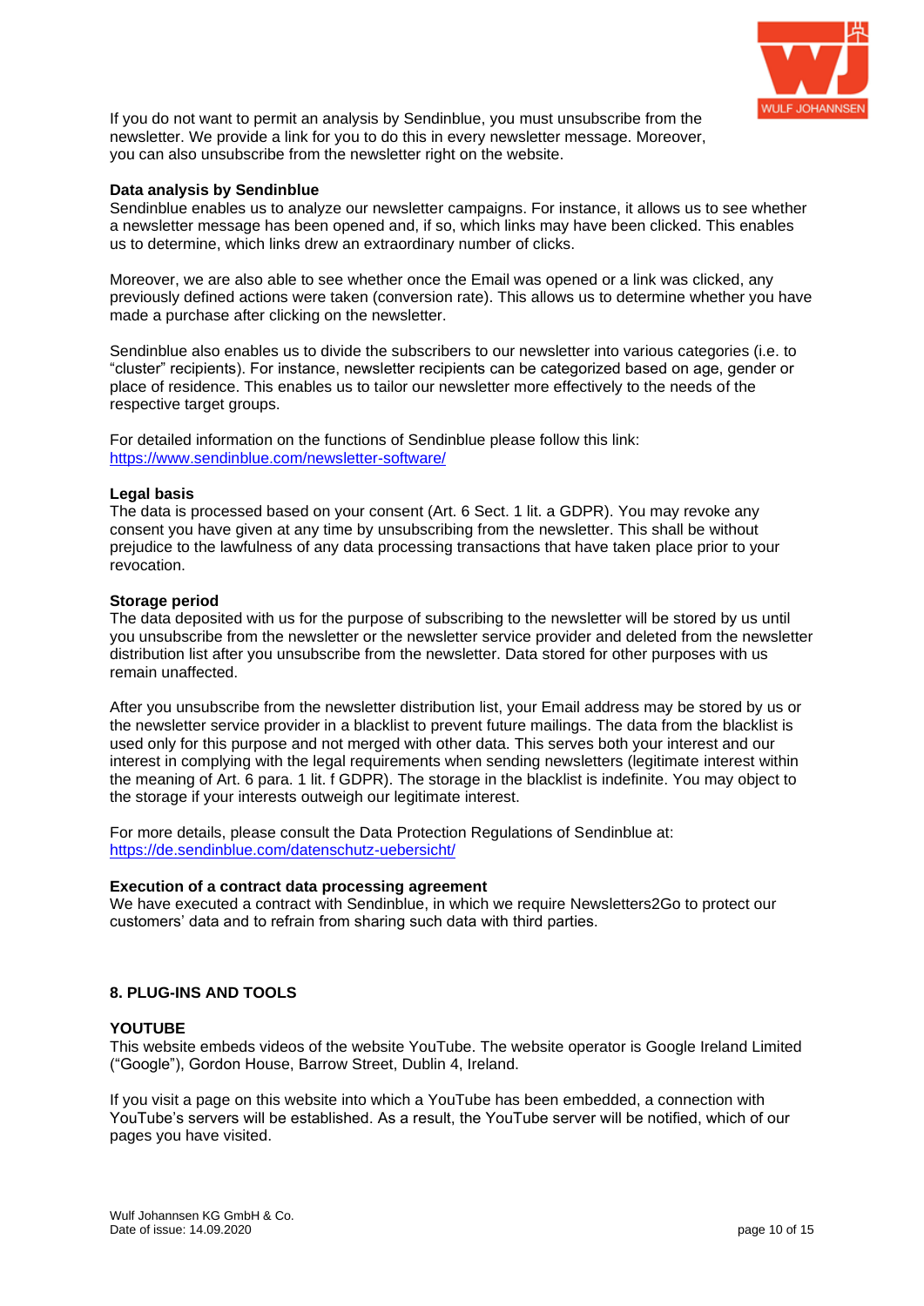If you do not want to permit an analysis by Sendinblue, you must unsubscribe from the newsletter. We provide a link for you to do this in every newsletter message. Moreover, you can also unsubscribe from the newsletter right on the website.

**Data analysis by Sendinblue**

Sendinblue enables us to analyze our newsletter campaigns. For instance, it allows us to see whether a newsletter message has been opened and, if so, which links may have been clicked. This enables us to determine, which links drew an extraordinary number of clicks.

Moreover, we are also able to see whether once the Email was opened or a link was clicked, any previously defined actions were taken (conversion rate). This allows us to determine whether you have made a purchase after clicking on the newsletter.

Sendinblue also enables us to divide the subscribers to our newsletter into various categories (i.e. to "cluster" recipients). For instance, newsletter recipients can be categorized based on age, gender or place of residence. This enables us to tailor our newsletter more effectively to the needs of the respective target groups.

For detailed information on the functions of Sendinblue please follow this link: https://www.sendinblue.com/newsletter-software/

**Legal basis**

The data is processed based on your consent (Art. 6 Sect. 1 lit. a GDPR). You may revoke any consent you have given at any time by unsubscribing from the newsletter. This shall be without prejudice to the lawfulness of any data processing transactions that have taken place prior to your revocation.

**Storage period**

The data deposited with us for the purpose of subscribing to the newsletter will be stored by us until you unsubscribe from the newsletter or the newsletter service provider and deleted from the newsletter distribution list after you unsubscribe from the newsletter. Data stored for other purposes with us remain unaffected.

After you unsubscribe from the newsletter distribution list, your Email address may be stored by us or the newsletter service provider in a blacklist to prevent future mailings. The data from the blacklist is used only for this purpose and not merged with other data. This serves both your interest and our interest in complying with the legal requirements when sending newsletters (legitimate interest within the meaning of Art. 6 para. 1 lit. f GDPR). The storage in the blacklist is indefinite. You may object to the storage if your interests outweigh our legitimate interest.

For more details, please consult the Data Protection Regulations of Sendinblue at: https://de.sendinblue.com/datenschutz-uebersicht/

**Execution of a contract data processing agreement**

We have executed a contract with Sendinblue, in which we require Newsletters2Go to protect our customers' data and to refrain from sharing such data with third parties.

## 8. PLUG-INS AND TOOLS

### YOUTUBE

This website embeds videos of the website YouTube. The website operator is Google Ireland Limited ("Google"), Gordon House, Barrow Street, Dublin 4, Ireland.

If you visit a page on this website into which a YouTube has been embedded, a connection with YouTube's servers will be established. As a result, the YouTube server will be notified, which of our pages you have visited.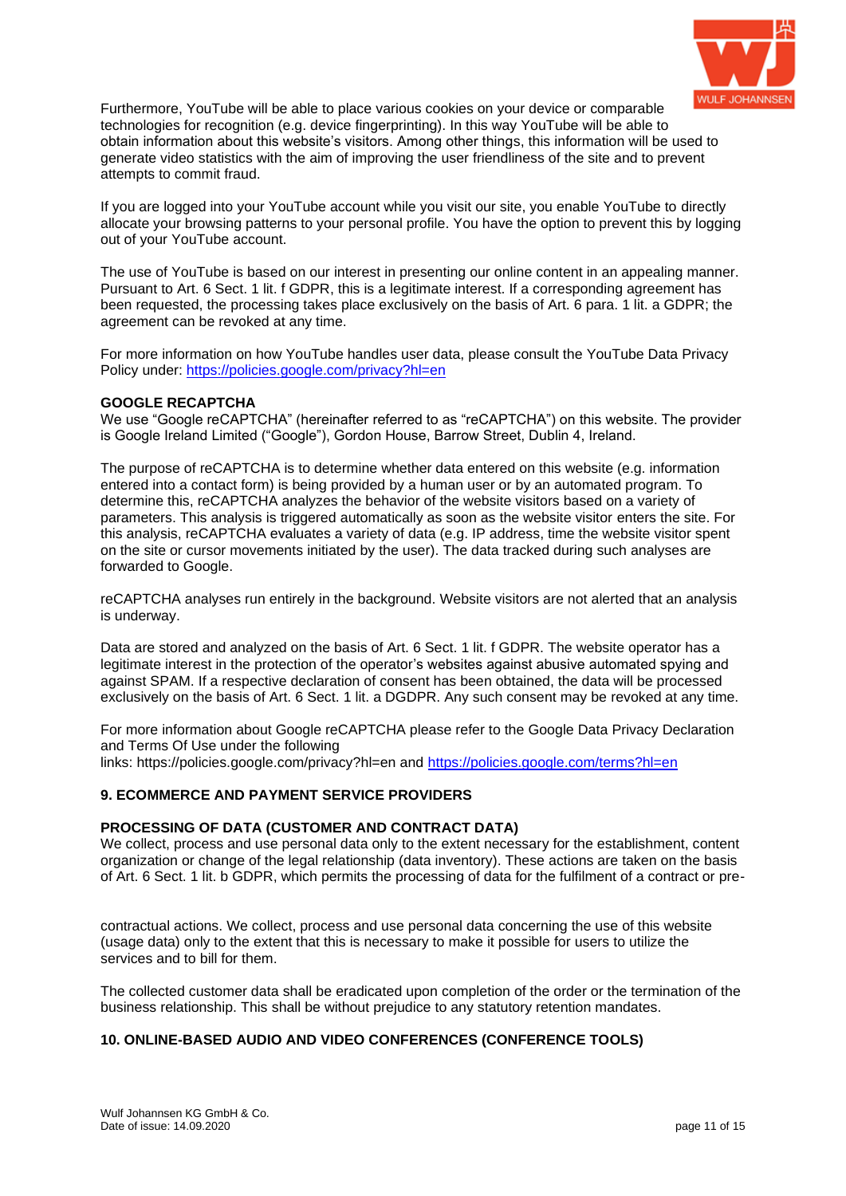Furthermore, YouTube will be able to place various cookies on your device or comparable technologies for recognition (e.g. device fingerprinting). In this way YouTube will be able to obtain information about this website's visitors. Among other things, this information will be used to generate video statistics with the aim of improving the user friendliness of the site and to prevent attempts to commit fraud.

If you are logged into your YouTube account while you visit our site, you enable YouTube to directly allocate your browsing patterns to your personal profile. You have the option to prevent this by logging out of your YouTube account.

The use of YouTube is based on our interest in presenting our online content in an appealing manner. Pursuant to Art. 6 Sect. 1 lit. f GDPR, this is a legitimate interest. If a corresponding agreement has been requested, the processing takes place exclusively on the basis of Art. 6 para. 1 lit. a GDPR; the agreement can be revoked at any time.

For more information on how YouTube handles user data, please consult the YouTube Data Privacy Policy under: https://policies.google.com/privacy?hl=en

### GOOGLE RECAPTCHA

We use "Google reCAPTCHA" (hereinafter referred to as "reCAPTCHA") on this website. The provider is Google Ireland Limited ("Google"), Gordon House, Barrow Street, Dublin 4, Ireland.

The purpose of reCAPTCHA is to determine whether data entered on this website (e.g. information entered into a contact form) is being provided by a human user or by an automated program. To determine this, reCAPTCHA analyzes the behavior of the website visitors based on a variety of parameters. This analysis is triggered automatically as soon as the website visitor enters the site. For this analysis, reCAPTCHA evaluates a variety of data (e.g. IP address, time the website visitor spent on the site or cursor movements initiated by the user). The data tracked during such analyses are forwarded to Google.

reCAPTCHA analyses run entirely in the background. Website visitors are not alerted that an analysis is underway.

Data are stored and analyzed on the basis of Art. 6 Sect. 1 lit. f GDPR. The website operator has a legitimate interest in the protection of the operator's websites against abusive automated spying and against SPAM. If a respective declaration of consent has been obtained, the data will be processed exclusively on the basis of Art. 6 Sect. 1 lit. a DGDPR. Any such consent may be revoked at any time.

For more information about Google reCAPTCHA please refer to the Google Data Privacy Declaration and Terms Of Use under the following links: https://policies.google.com/privacy?hl=en and https://policies.google.com/terms?hl=en

## 9. ECOMMERCE AND PAYMENT SERVICE PROVIDERS

### PROCESSING OF DATA (CUSTOMER AND CONTRACT DATA)

We collect, process and use personal data only to the extent necessary for the establishment, content organization or change of the legal relationship (data inventory). These actions are taken on the basis of Art. 6 Sect. 1 lit. b GDPR, which permits the processing of data for the fulfilment of a contract or pre-contractual actions. We collect, process and use personal data concerning the use of this website (usage data) only to the extent that this is necessary to make it possible for users to utilize the services and to bill for them.

The collected customer data shall be eradicated upon completion of the order or the termination of the business relationship. This shall be without prejudice to any statutory retention mandates.

## 10. ONLINE-BASED AUDIO AND VIDEO CONFERENCES (CONFERENCE TOOLS)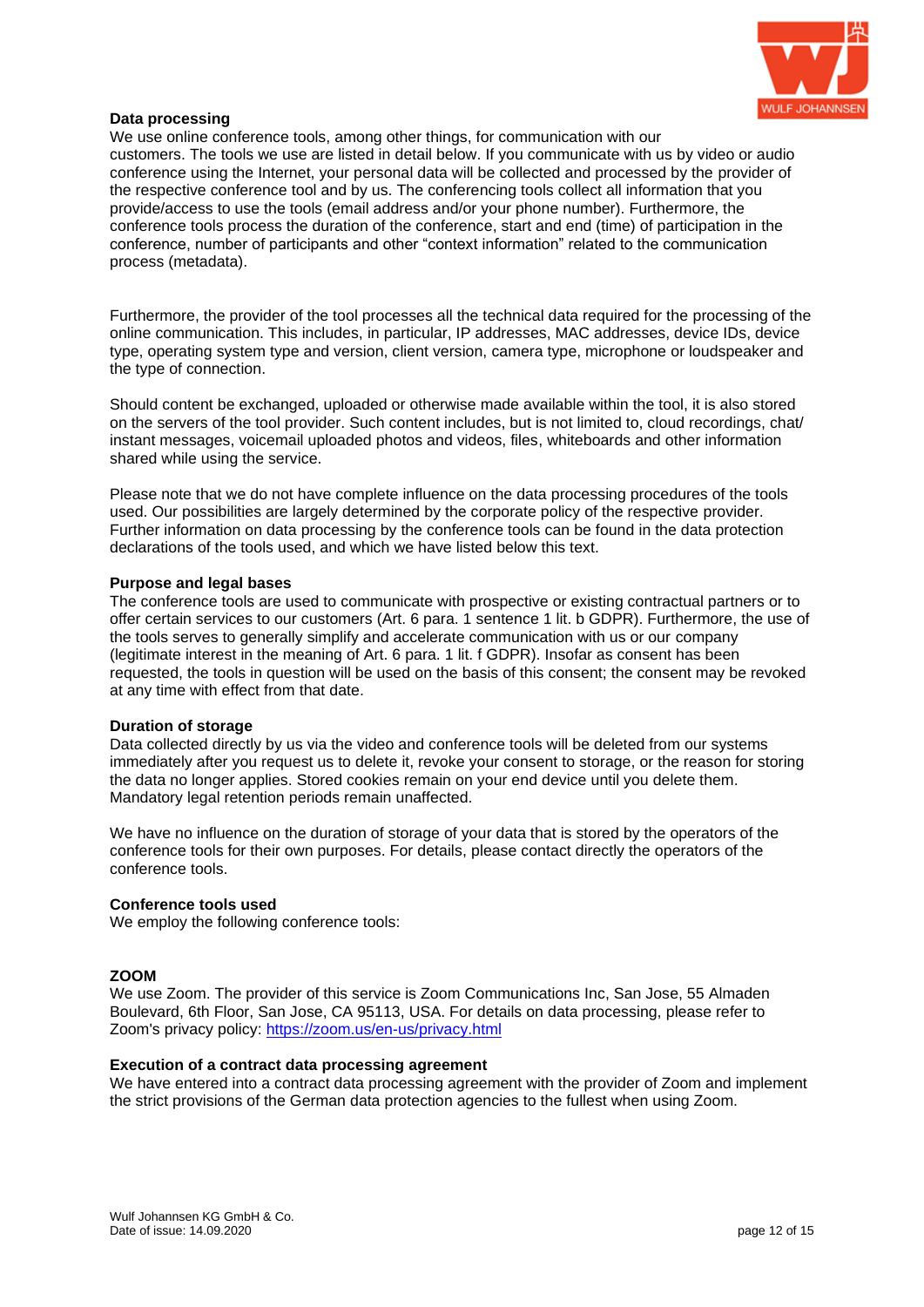**Data processing**

We use online conference tools, among other things, for communication with our customers. The tools we use are listed in detail below. If you communicate with us by video or audio conference using the Internet, your personal data will be collected and processed by the provider of the respective conference tool and by us. The conferencing tools collect all information that you provide/access to use the tools (email address and/or your phone number). Furthermore, the conference tools process the duration of the conference, start and end (time) of participation in the conference, number of participants and other "context information" related to the communication process (metadata).

Furthermore, the provider of the tool processes all the technical data required for the processing of the online communication. This includes, in particular, IP addresses, MAC addresses, device IDs, device type, operating system type and version, client version, camera type, microphone or loudspeaker and the type of connection.

Should content be exchanged, uploaded or otherwise made available within the tool, it is also stored on the servers of the tool provider. Such content includes, but is not limited to, cloud recordings, chat/ instant messages, voicemail uploaded photos and videos, files, whiteboards and other information shared while using the service.

Please note that we do not have complete influence on the data processing procedures of the tools used. Our possibilities are largely determined by the corporate policy of the respective provider. Further information on data processing by the conference tools can be found in the data protection declarations of the tools used, and which we have listed below this text.

**Purpose and legal bases**

The conference tools are used to communicate with prospective or existing contractual partners or to offer certain services to our customers (Art. 6 para. 1 sentence 1 lit. b GDPR). Furthermore, the use of the tools serves to generally simplify and accelerate communication with us or our company (legitimate interest in the meaning of Art. 6 para. 1 lit. f GDPR). Insofar as consent has been requested, the tools in question will be used on the basis of this consent; the consent may be revoked at any time with effect from that date.

**Duration of storage**

Data collected directly by us via the video and conference tools will be deleted from our systems immediately after you request us to delete it, revoke your consent to storage, or the reason for storing the data no longer applies. Stored cookies remain on your end device until you delete them. Mandatory legal retention periods remain unaffected.

We have no influence on the duration of storage of your data that is stored by the operators of the conference tools for their own purposes. For details, please contact directly the operators of the conference tools.

**Conference tools used**

We employ the following conference tools:

**ZOOM**

We use Zoom. The provider of this service is Zoom Communications Inc, San Jose, 55 Almaden Boulevard, 6th Floor, San Jose, CA 95113, USA. For details on data processing, please refer to Zoom's privacy policy: [https://zoom.us/en-us/privacy.html](https://zoom.us/en-us/privacy.html)

**Execution of a contract data processing agreement**

We have entered into a contract data processing agreement with the provider of Zoom and implement the strict provisions of the German data protection agencies to the fullest when using Zoom.

Wulf Johannsen KG GmbH & Co.
Date of issue: 14.09.2020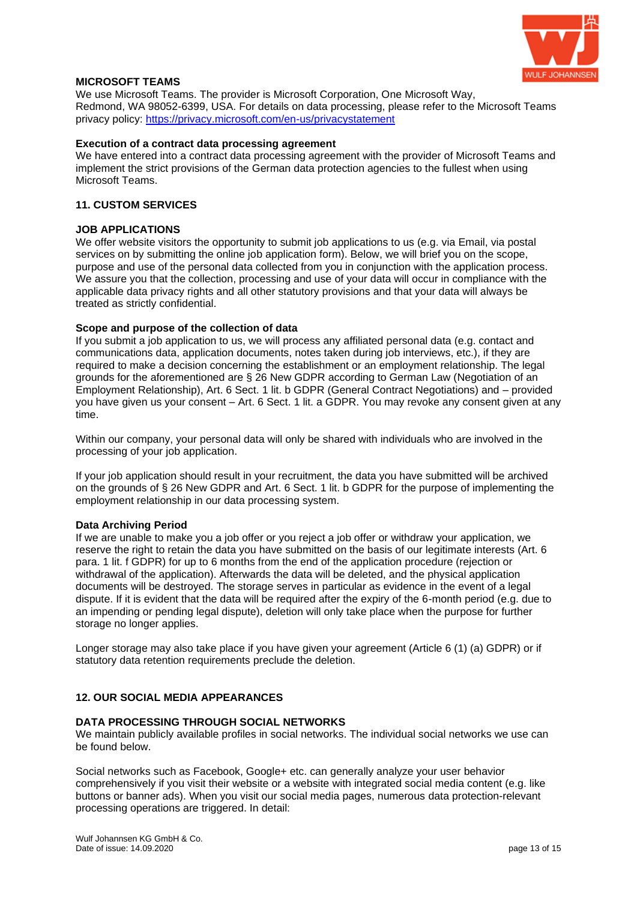### MICROSOFT TEAMS

We use Microsoft Teams. The provider is Microsoft Corporation, One Microsoft Way, Redmond, WA 98052-6399, USA. For details on data processing, please refer to the Microsoft Teams privacy policy: [https://privacy.microsoft.com/en-us/privacystatement](https://privacy.microsoft.com/en-us/privacystatement)

**Execution of a contract data processing agreement**

We have entered into a contract data processing agreement with the provider of Microsoft Teams and implement the strict provisions of the German data protection agencies to the fullest when using Microsoft Teams.

## 11. CUSTOM SERVICES

### JOB APPLICATIONS

We offer website visitors the opportunity to submit job applications to us (e.g. via Email, via postal services on by submitting the online job application form). Below, we will brief you on the scope, purpose and use of the personal data collected from you in conjunction with the application process. We assure you that the collection, processing and use of your data will occur in compliance with the applicable data privacy rights and all other statutory provisions and that your data will always be treated as strictly confidential.

**Scope and purpose of the collection of data**

If you submit a job application to us, we will process any affiliated personal data (e.g. contact and communications data, application documents, notes taken during job interviews, etc.), if they are required to make a decision concerning the establishment or an employment relationship. The legal grounds for the aforementioned are § 26 New GDPR according to German Law (Negotiation of an Employment Relationship), Art. 6 Sect. 1 lit. b GDPR (General Contract Negotiations) and – provided you have given us your consent – Art. 6 Sect. 1 lit. a GDPR. You may revoke any consent given at any time.

Within our company, your personal data will only be shared with individuals who are involved in the processing of your job application.

If your job application should result in your recruitment, the data you have submitted will be archived on the grounds of § 26 New GDPR and Art. 6 Sect. 1 lit. b GDPR for the purpose of implementing the employment relationship in our data processing system.

**Data Archiving Period**

If we are unable to make you a job offer or you reject a job offer or withdraw your application, we reserve the right to retain the data you have submitted on the basis of our legitimate interests (Art. 6 para. 1 lit. f GDPR) for up to 6 months from the end of the application procedure (rejection or withdrawal of the application). Afterwards the data will be deleted, and the physical application documents will be destroyed. The storage serves in particular as evidence in the event of a legal dispute. If it is evident that the data will be required after the expiry of the 6-month period (e.g. due to an impending or pending legal dispute), deletion will only take place when the purpose for further storage no longer applies.

Longer storage may also take place if you have given your agreement (Article 6 (1) (a) GDPR) or if statutory data retention requirements preclude the deletion.

## 12. OUR SOCIAL MEDIA APPEARANCES

### DATA PROCESSING THROUGH SOCIAL NETWORKS

We maintain publicly available profiles in social networks. The individual social networks we use can be found below.

Social networks such as Facebook, Google+ etc. can generally analyze your user behavior comprehensively if you visit their website or a website with integrated social media content (e.g. like buttons or banner ads). When you visit our social media pages, numerous data protection-relevant processing operations are triggered. In detail: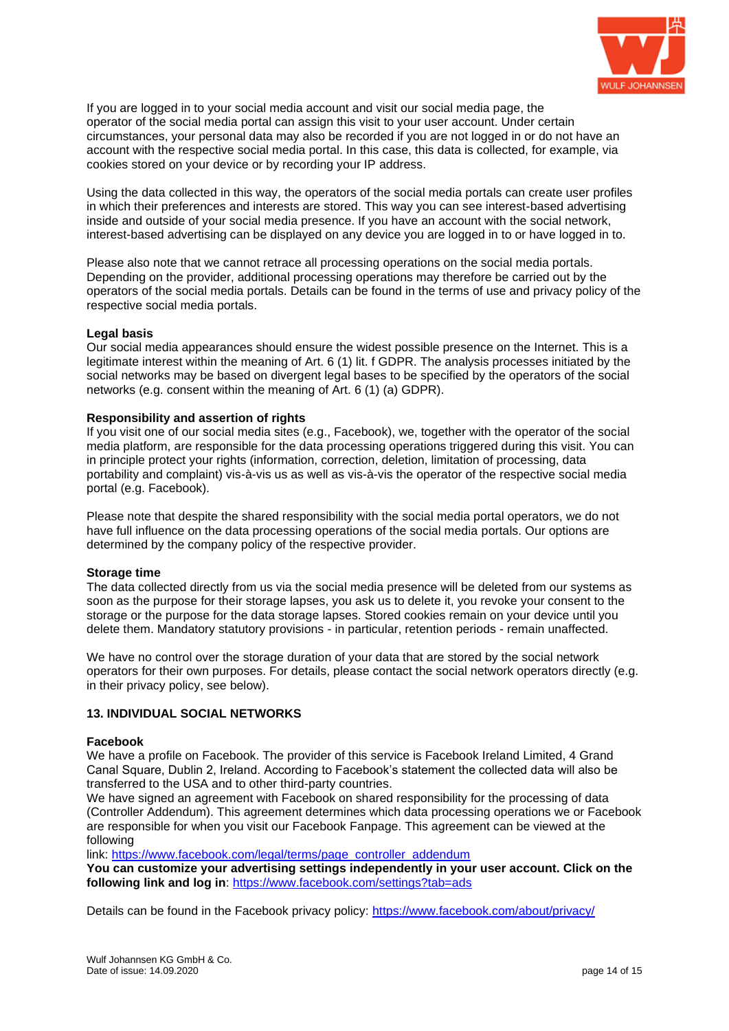If you are logged in to your social media account and visit our social media page, the operator of the social media portal can assign this visit to your user account. Under certain circumstances, your personal data may also be recorded if you are not logged in or do not have an account with the respective social media portal. In this case, this data is collected, for example, via cookies stored on your device or by recording your IP address.

Using the data collected in this way, the operators of the social media portals can create user profiles in which their preferences and interests are stored. This way you can see interest-based advertising inside and outside of your social media presence. If you have an account with the social network, interest-based advertising can be displayed on any device you are logged in to or have logged in to.

Please also note that we cannot retrace all processing operations on the social media portals. Depending on the provider, additional processing operations may therefore be carried out by the operators of the social media portals. Details can be found in the terms of use and privacy policy of the respective social media portals.

**Legal basis**
Our social media appearances should ensure the widest possible presence on the Internet. This is a legitimate interest within the meaning of Art. 6 (1) lit. f GDPR. The analysis processes initiated by the social networks may be based on divergent legal bases to be specified by the operators of the social networks (e.g. consent within the meaning of Art. 6 (1) (a) GDPR).

**Responsibility and assertion of rights**
If you visit one of our social media sites (e.g., Facebook), we, together with the operator of the social media platform, are responsible for the data processing operations triggered during this visit. You can in principle protect your rights (information, correction, deletion, limitation of processing, data portability and complaint) vis-à-vis us as well as vis-à-vis the operator of the respective social media portal (e.g. Facebook).

Please note that despite the shared responsibility with the social media portal operators, we do not have full influence on the data processing operations of the social media portals. Our options are determined by the company policy of the respective provider.

**Storage time**
The data collected directly from us via the social media presence will be deleted from our systems as soon as the purpose for their storage lapses, you ask us to delete it, you revoke your consent to the storage or the purpose for the data storage lapses. Stored cookies remain on your device until you delete them. Mandatory statutory provisions - in particular, retention periods - remain unaffected.

We have no control over the storage duration of your data that are stored by the social network operators for their own purposes. For details, please contact the social network operators directly (e.g. in their privacy policy, see below).

## 13. INDIVIDUAL SOCIAL NETWORKS

**Facebook**
We have a profile on Facebook. The provider of this service is Facebook Ireland Limited, 4 Grand Canal Square, Dublin 2, Ireland. According to Facebook's statement the collected data will also be transferred to the USA and to other third-party countries.
We have signed an agreement with Facebook on shared responsibility for the processing of data (Controller Addendum). This agreement determines which data processing operations we or Facebook are responsible for when you visit our Facebook Fanpage. This agreement can be viewed at the following
link: https://www.facebook.com/legal/terms/page_controller_addendum
**You can customize your advertising settings independently in your user account. Click on the following link and log in**: https://www.facebook.com/settings?tab=ads

Details can be found in the Facebook privacy policy: https://www.facebook.com/about/privacy/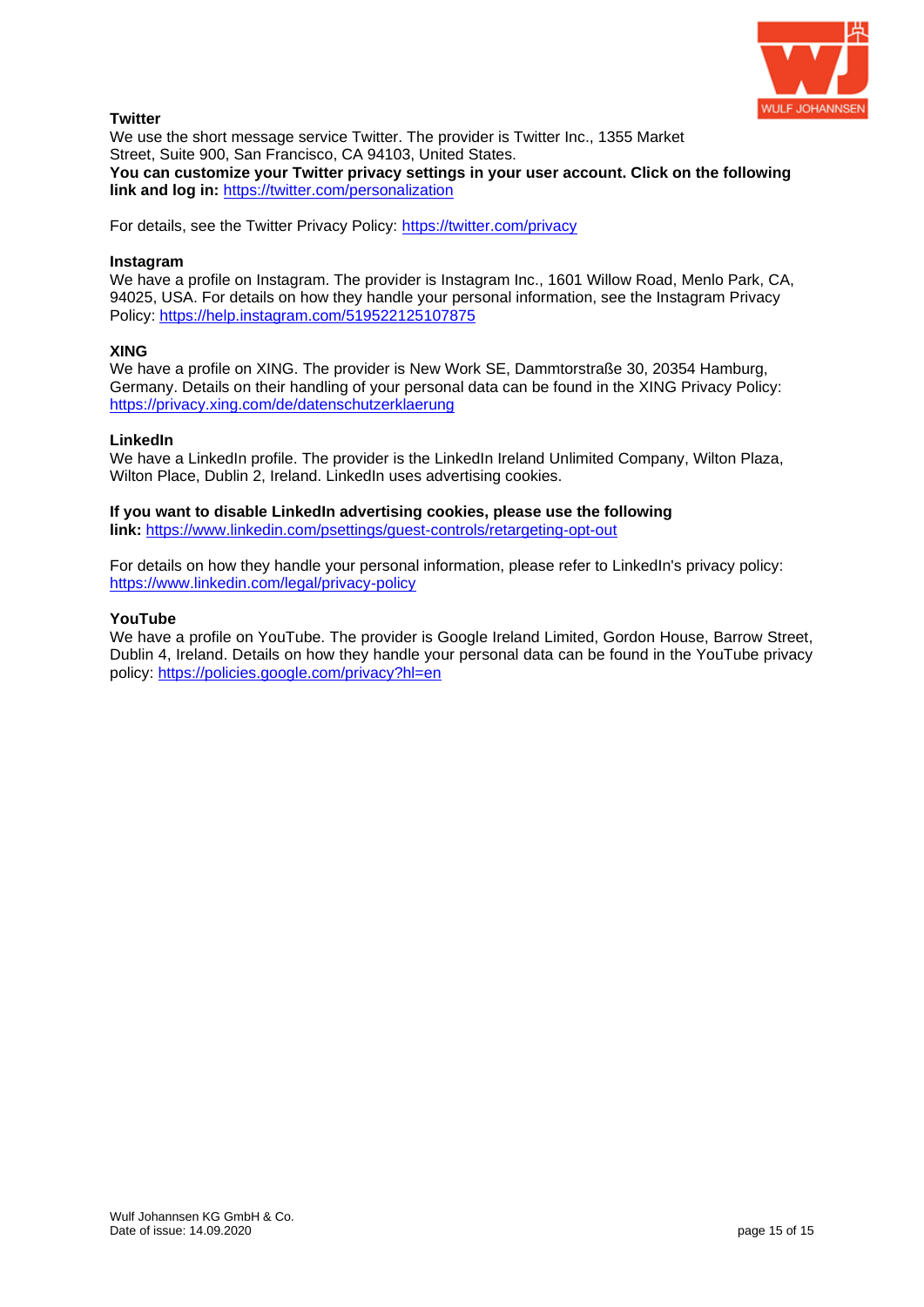### Twitter

We use the short message service Twitter. The provider is Twitter Inc., 1355 Market Street, Suite 900, San Francisco, CA 94103, United States.

**You can customize your Twitter privacy settings in your user account. Click on the following link and log in:** https://twitter.com/personalization

For details, see the Twitter Privacy Policy: https://twitter.com/privacy

### Instagram

We have a profile on Instagram. The provider is Instagram Inc., 1601 Willow Road, Menlo Park, CA, 94025, USA. For details on how they handle your personal information, see the Instagram Privacy Policy: https://help.instagram.com/519522125107875

### XING

We have a profile on XING. The provider is New Work SE, Dammtorstraße 30, 20354 Hamburg, Germany. Details on their handling of your personal data can be found in the XING Privacy Policy: https://privacy.xing.com/de/datenschutzerklaerung

### LinkedIn

We have a LinkedIn profile. The provider is the LinkedIn Ireland Unlimited Company, Wilton Plaza, Wilton Place, Dublin 2, Ireland. LinkedIn uses advertising cookies.

**If you want to disable LinkedIn advertising cookies, please use the following link:** https://www.linkedin.com/psettings/guest-controls/retargeting-opt-out

For details on how they handle your personal information, please refer to LinkedIn's privacy policy: https://www.linkedin.com/legal/privacy-policy

### YouTube

We have a profile on YouTube. The provider is Google Ireland Limited, Gordon House, Barrow Street, Dublin 4, Ireland. Details on how they handle your personal data can be found in the YouTube privacy policy: https://policies.google.com/privacy?hl=en